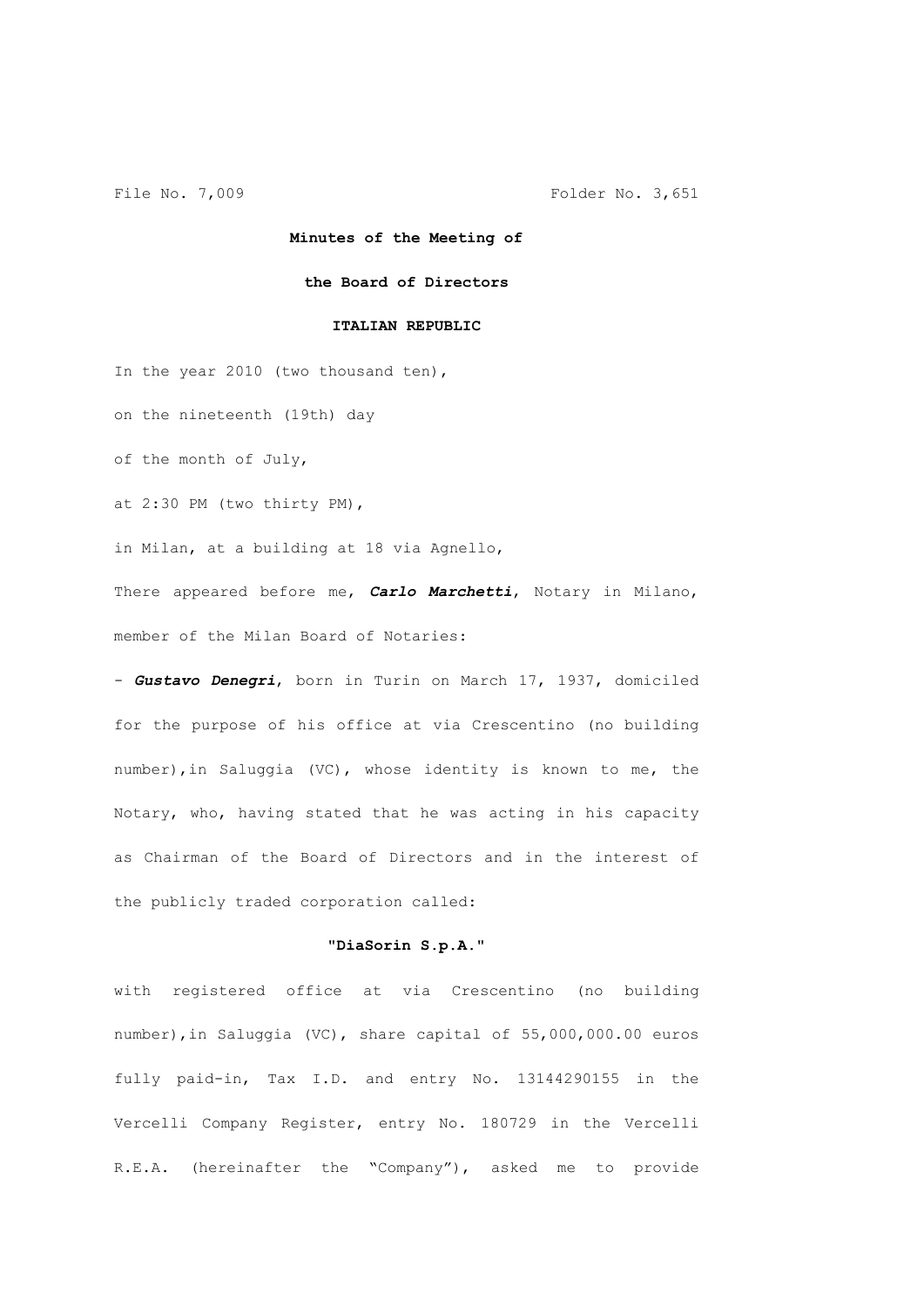File No. 7,009 Folder No. 3,651

**Minutes of the Meeting of**

**the Board of Directors**

**ITALIAN REPUBLIC**

In the year 2010 (two thousand ten),

on the nineteenth (19th) day

of the month of July,

at 2:30 PM (two thirty PM),

in Milan, at a building at 18 via Agnello,

There appeared before me, ***Carlo Marchetti***, Notary in Milano, member of the Milan Board of Notaries:

- ***Gustavo Denegri***, born in Turin on March 17, 1937, domiciled for the purpose of his office at via Crescentino (no building number),in Saluggia (VC), whose identity is known to me, the Notary, who, having stated that he was acting in his capacity as Chairman of the Board of Directors and in the interest of the publicly traded corporation called:

**"DiaSorin S.p.A."**

with registered office at via Crescentino (no building number),in Saluggia (VC), share capital of 55,000,000.00 euros fully paid-in, Tax I.D. and entry No. 13144290155 in the Vercelli Company Register, entry No. 180729 in the Vercelli R.E.A. (hereinafter the "Company"), asked me to provide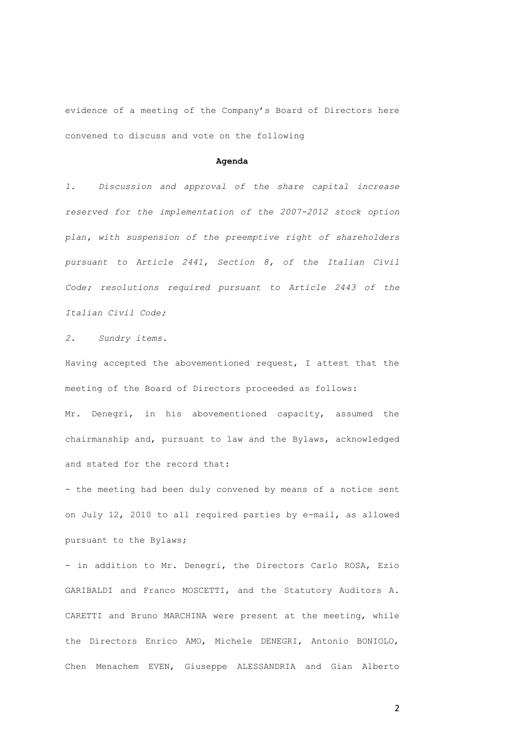evidence of a meeting of the Company's Board of Directors here convened to discuss and vote on the following

**Agenda**

*1. Discussion and approval of the share capital increase reserved for the implementation of the 2007-2012 stock option plan, with suspension of the preemptive right of shareholders pursuant to Article 2441, Section 8, of the Italian Civil Code; resolutions required pursuant to Article 2443 of the Italian Civil Code;*

*2. Sundry items.*

Having accepted the abovementioned request, I attest that the meeting of the Board of Directors proceeded as follows:

Mr. Denegri, in his abovementioned capacity, assumed the chairmanship and, pursuant to law and the Bylaws, acknowledged and stated for the record that:

- the meeting had been duly convened by means of a notice sent on July 12, 2010 to all required parties by e-mail, as allowed pursuant to the Bylaws;

- in addition to Mr. Denegri, the Directors Carlo ROSA, Ezio GARIBALDI and Franco MOSCETTI, and the Statutory Auditors A. CARETTI and Bruno MARCHINA were present at the meeting, while the Directors Enrico AMO, Michele DENEGRI, Antonio BONIOLO, Chen Menachem EVEN, Giuseppe ALESSANDRIA and Gian Alberto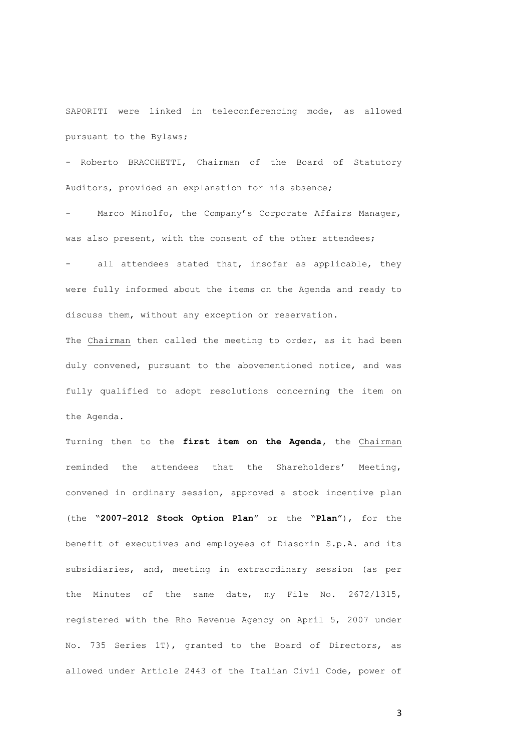SAPORITI were linked in teleconferencing mode, as allowed pursuant to the Bylaws;

- Roberto BRACCHETTI, Chairman of the Board of Statutory Auditors, provided an explanation for his absence;

- Marco Minolfo, the Company's Corporate Affairs Manager, was also present, with the consent of the other attendees;

- all attendees stated that, insofar as applicable, they were fully informed about the items on the Agenda and ready to discuss them, without any exception or reservation.

The Chairman then called the meeting to order, as it had been duly convened, pursuant to the abovementioned notice, and was fully qualified to adopt resolutions concerning the item on the Agenda.

Turning then to the **first item on the Agenda**, the Chairman reminded the attendees that the Shareholders' Meeting, convened in ordinary session, approved a stock incentive plan (the "**2007-2012 Stock Option Plan**" or the "**Plan**"), for the benefit of executives and employees of Diasorin S.p.A. and its subsidiaries, and, meeting in extraordinary session (as per the Minutes of the same date, my File No. 2672/1315, registered with the Rho Revenue Agency on April 5, 2007 under No. 735 Series 1T), granted to the Board of Directors, as allowed under Article 2443 of the Italian Civil Code, power of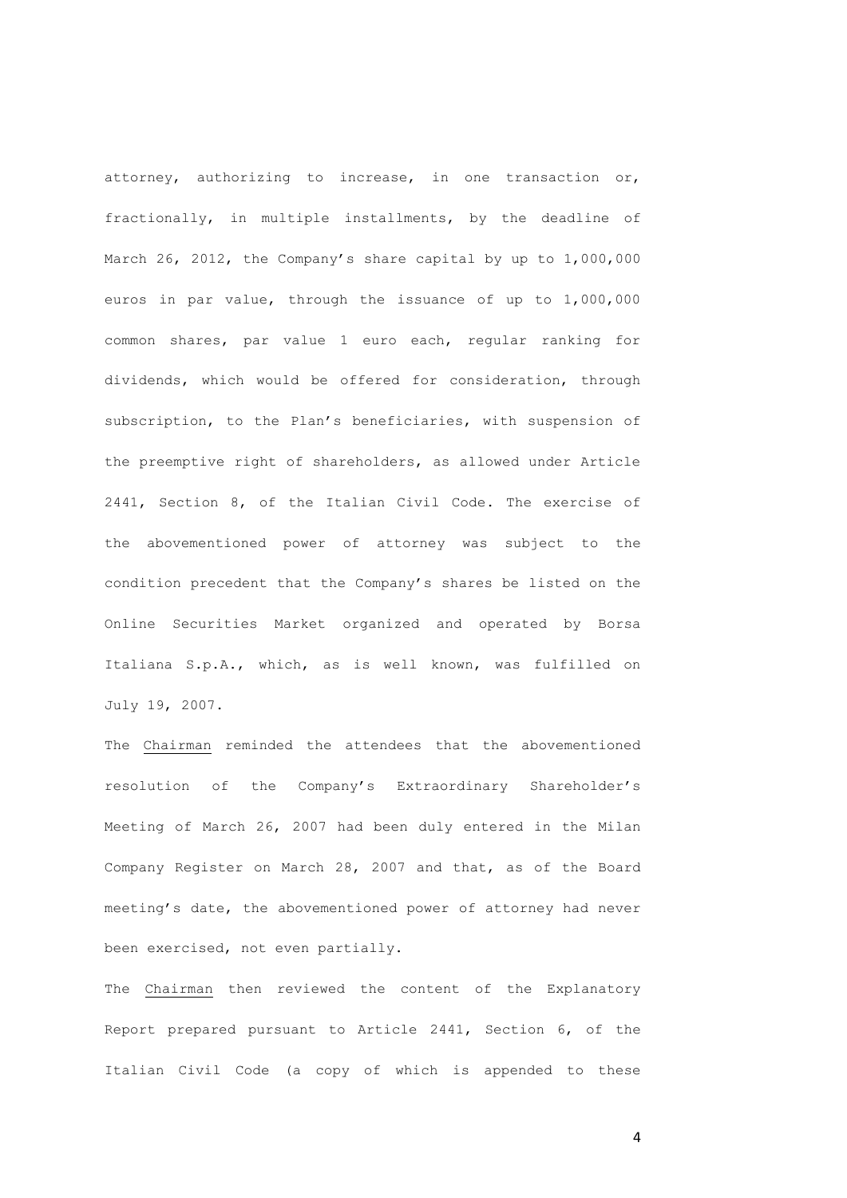attorney, authorizing to increase, in one transaction or, fractionally, in multiple installments, by the deadline of March 26, 2012, the Company's share capital by up to 1,000,000 euros in par value, through the issuance of up to 1,000,000 common shares, par value 1 euro each, regular ranking for dividends, which would be offered for consideration, through subscription, to the Plan's beneficiaries, with suspension of the preemptive right of shareholders, as allowed under Article 2441, Section 8, of the Italian Civil Code. The exercise of the abovementioned power of attorney was subject to the condition precedent that the Company's shares be listed on the Online Securities Market organized and operated by Borsa Italiana S.p.A., which, as is well known, was fulfilled on July 19, 2007.

The Chairman reminded the attendees that the abovementioned resolution of the Company's Extraordinary Shareholder's Meeting of March 26, 2007 had been duly entered in the Milan Company Register on March 28, 2007 and that, as of the Board meeting's date, the abovementioned power of attorney had never been exercised, not even partially.

The Chairman then reviewed the content of the Explanatory Report prepared pursuant to Article 2441, Section 6, of the Italian Civil Code (a copy of which is appended to these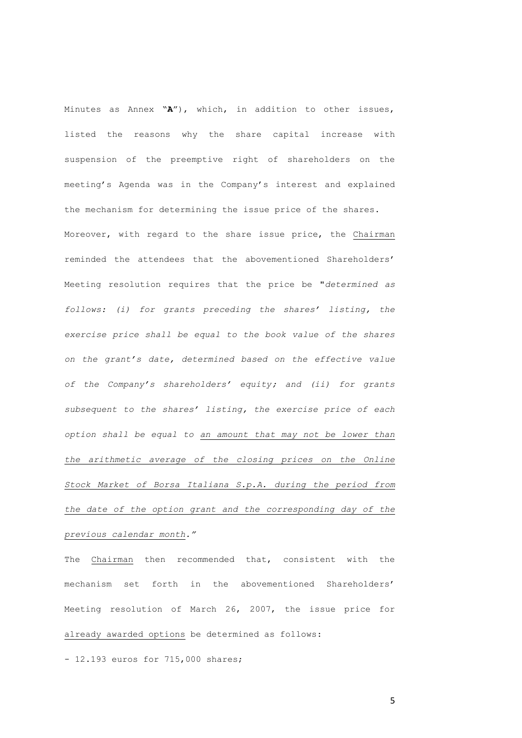Minutes as Annex "**A**"), which, in addition to other issues, listed the reasons why the share capital increase with suspension of the preemptive right of shareholders on the meeting's Agenda was in the Company's interest and explained the mechanism for determining the issue price of the shares.

Moreover, with regard to the share issue price, the Chairman reminded the attendees that the abovementioned Shareholders' Meeting resolution requires that the price be "*determined as follows: (i) for grants preceding the shares' listing, the exercise price shall be equal to the book value of the shares on the grant's date, determined based on the effective value of the Company's shareholders' equity; and (ii) for grants subsequent to the shares' listing, the exercise price of each option shall be equal to an amount that may not be lower than the arithmetic average of the closing prices on the Online Stock Market of Borsa Italiana S.p.A. during the period from the date of the option grant and the corresponding day of the previous calendar month.*"

The Chairman then recommended that, consistent with the mechanism set forth in the abovementioned Shareholders' Meeting resolution of March 26, 2007, the issue price for already awarded options be determined as follows:

- 12.193 euros for 715,000 shares;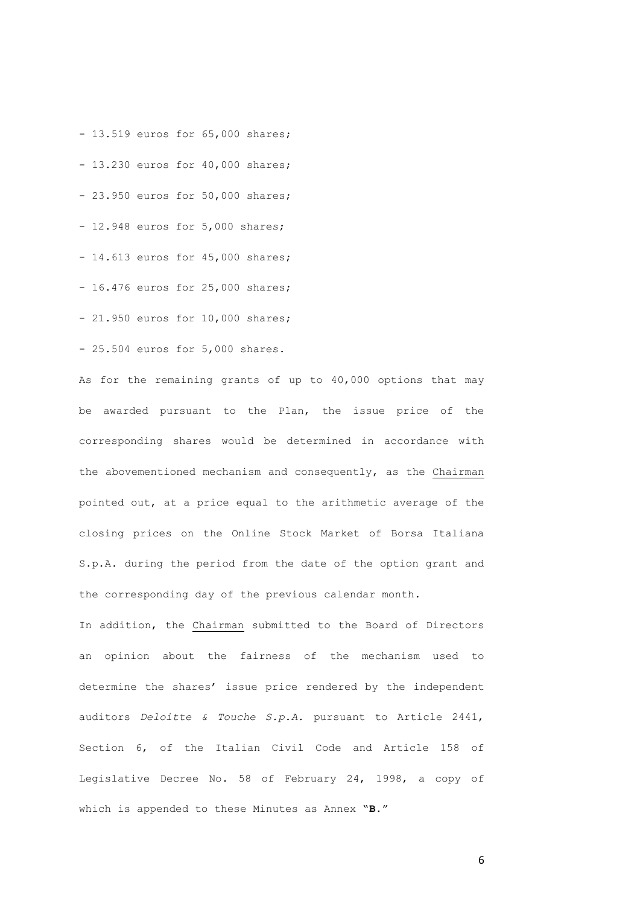- 13.519 euros for 65,000 shares;
- 13.230 euros for 40,000 shares;
- 23.950 euros for 50,000 shares;
- 12.948 euros for 5,000 shares;
- 14.613 euros for 45,000 shares;
- 16.476 euros for 25,000 shares;
- 21.950 euros for 10,000 shares;
- 25.504 euros for 5,000 shares.

As for the remaining grants of up to 40,000 options that may be awarded pursuant to the Plan, the issue price of the corresponding shares would be determined in accordance with the abovementioned mechanism and consequently, as the Chairman pointed out, at a price equal to the arithmetic average of the closing prices on the Online Stock Market of Borsa Italiana S.p.A. during the period from the date of the option grant and the corresponding day of the previous calendar month.

In addition, the Chairman submitted to the Board of Directors an opinion about the fairness of the mechanism used to determine the shares' issue price rendered by the independent auditors *Deloitte & Touche S.p.A.* pursuant to Article 2441, Section 6, of the Italian Civil Code and Article 158 of Legislative Decree No. 58 of February 24, 1998, a copy of which is appended to these Minutes as Annex "**B**."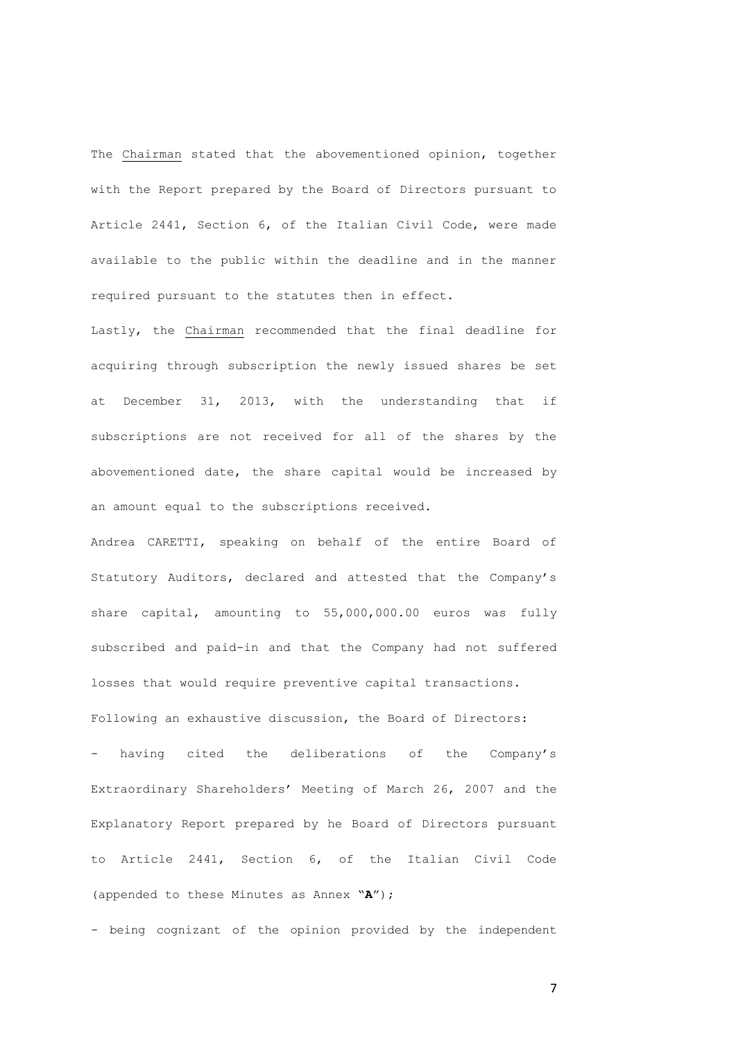The Chairman stated that the abovementioned opinion, together with the Report prepared by the Board of Directors pursuant to Article 2441, Section 6, of the Italian Civil Code, were made available to the public within the deadline and in the manner required pursuant to the statutes then in effect.

Lastly, the Chairman recommended that the final deadline for acquiring through subscription the newly issued shares be set at December 31, 2013, with the understanding that if subscriptions are not received for all of the shares by the abovementioned date, the share capital would be increased by an amount equal to the subscriptions received.

Andrea CARETTI, speaking on behalf of the entire Board of Statutory Auditors, declared and attested that the Company's share capital, amounting to 55,000,000.00 euros was fully subscribed and paid-in and that the Company had not suffered losses that would require preventive capital transactions.

Following an exhaustive discussion, the Board of Directors:

- having cited the deliberations of the Company's Extraordinary Shareholders' Meeting of March 26, 2007 and the Explanatory Report prepared by he Board of Directors pursuant to Article 2441, Section 6, of the Italian Civil Code (appended to these Minutes as Annex "**A**");
- being cognizant of the opinion provided by the independent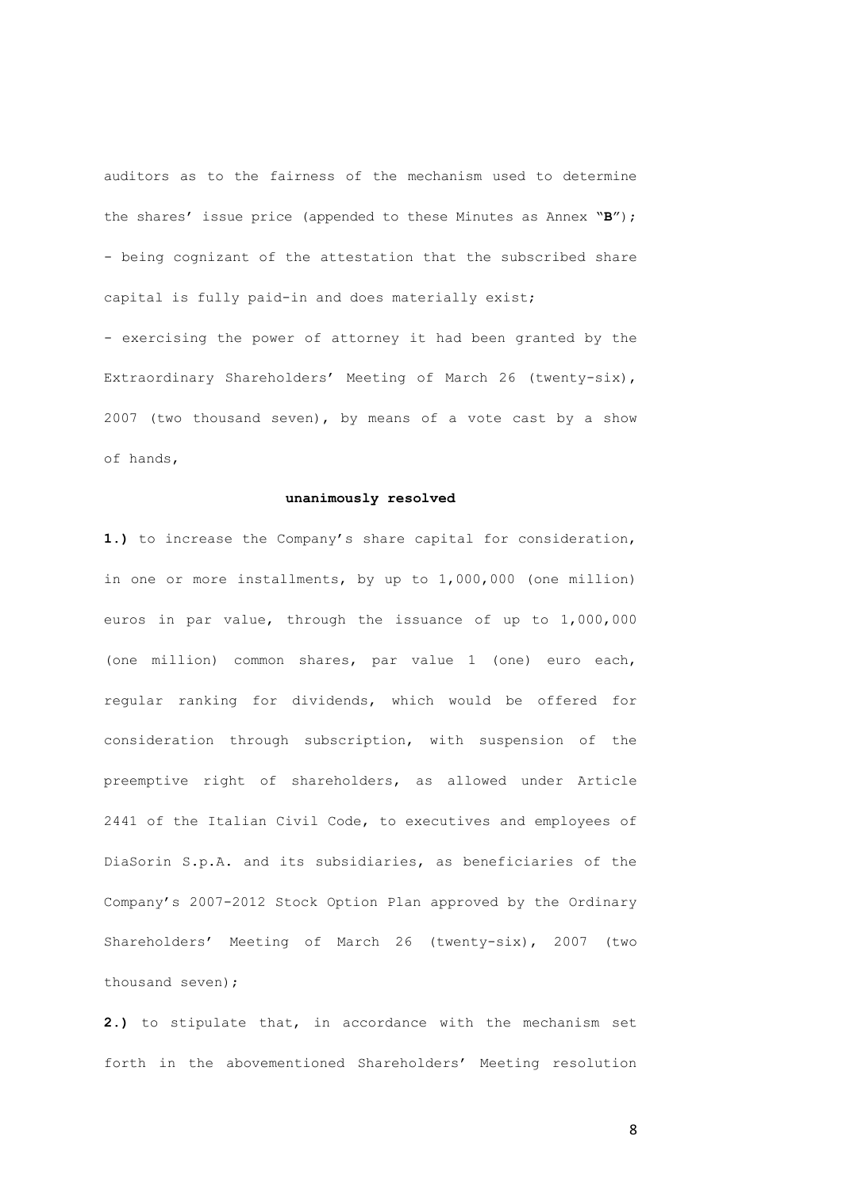auditors as to the fairness of the mechanism used to determine the shares' issue price (appended to these Minutes as Annex **"B"**);

- being cognizant of the attestation that the subscribed share capital is fully paid-in and does materially exist;

- exercising the power of attorney it had been granted by the Extraordinary Shareholders' Meeting of March 26 (twenty-six), 2007 (two thousand seven), by means of a vote cast by a show of hands,

**unanimously resolved**

**1.)** to increase the Company's share capital for consideration, in one or more installments, by up to 1,000,000 (one million) euros in par value, through the issuance of up to 1,000,000 (one million) common shares, par value 1 (one) euro each, regular ranking for dividends, which would be offered for consideration through subscription, with suspension of the preemptive right of shareholders, as allowed under Article 2441 of the Italian Civil Code, to executives and employees of DiaSorin S.p.A. and its subsidiaries, as beneficiaries of the Company's 2007-2012 Stock Option Plan approved by the Ordinary Shareholders' Meeting of March 26 (twenty-six), 2007 (two thousand seven);

**2.)** to stipulate that, in accordance with the mechanism set forth in the abovementioned Shareholders' Meeting resolution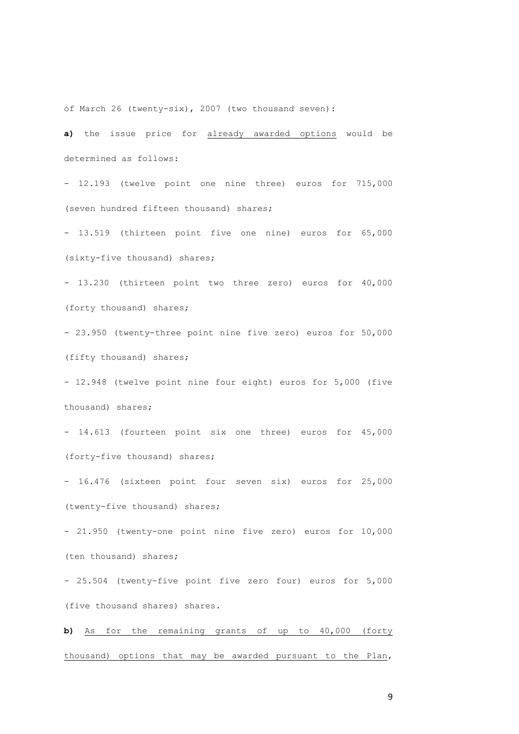of March 26 (twenty-six), 2007 (two thousand seven):

**a)** the issue price for <u>already awarded options</u> would be determined as follows:

- 12.193 (twelve point one nine three) euros for 715,000 (seven hundred fifteen thousand) shares;
- 13.519 (thirteen point five one nine) euros for 65,000 (sixty-five thousand) shares;
- 13.230 (thirteen point two three zero) euros for 40,000 (forty thousand) shares;
- 23.950 (twenty-three point nine five zero) euros for 50,000 (fifty thousand) shares;
- 12.948 (twelve point nine four eight) euros for 5,000 (five thousand) shares;
- 14.613 (fourteen point six one three) euros for 45,000 (forty-five thousand) shares;
- 16.476 (sixteen point four seven six) euros for 25,000 (twenty-five thousand) shares;
- 21.950 (twenty-one point nine five zero) euros for 10,000 (ten thousand) shares;
- 25.504 (twenty-five point five zero four) euros for 5,000 (five thousand shares) shares.

**b)** <u>As for the remaining grants of up to 40,000 (forty thousand) options that may be awarded pursuant to the Plan</u>,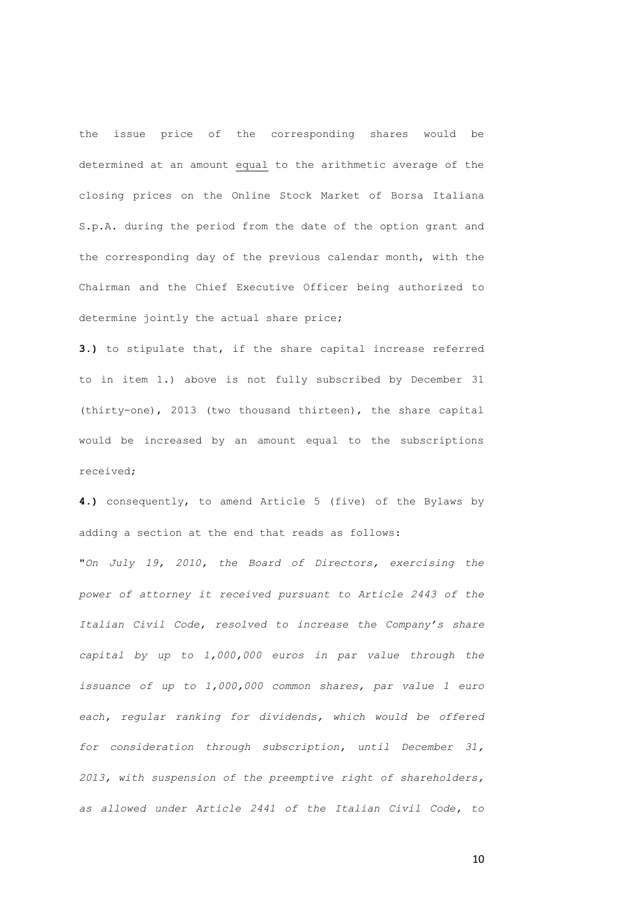the issue price of the corresponding shares would be determined at an amount <u>equal</u> to the arithmetic average of the closing prices on the Online Stock Market of Borsa Italiana S.p.A. during the period from the date of the option grant and the corresponding day of the previous calendar month, with the Chairman and the Chief Executive Officer being authorized to determine jointly the actual share price;

**3.)** to stipulate that, if the share capital increase referred to in item 1.) above is not fully subscribed by December 31 (thirty-one), 2013 (two thousand thirteen), the share capital would be increased by an amount equal to the subscriptions received;

**4.)** consequently, to amend Article 5 (five) of the Bylaws by adding a section at the end that reads as follows:

"*On July 19, 2010, the Board of Directors, exercising the power of attorney it received pursuant to Article 2443 of the Italian Civil Code, resolved to increase the Company's share capital by up to 1,000,000 euros in par value through the issuance of up to 1,000,000 common shares, par value 1 euro each, regular ranking for dividends, which would be offered for consideration through subscription, until December 31, 2013, with suspension of the preemptive right of shareholders, as allowed under Article 2441 of the Italian Civil Code, to*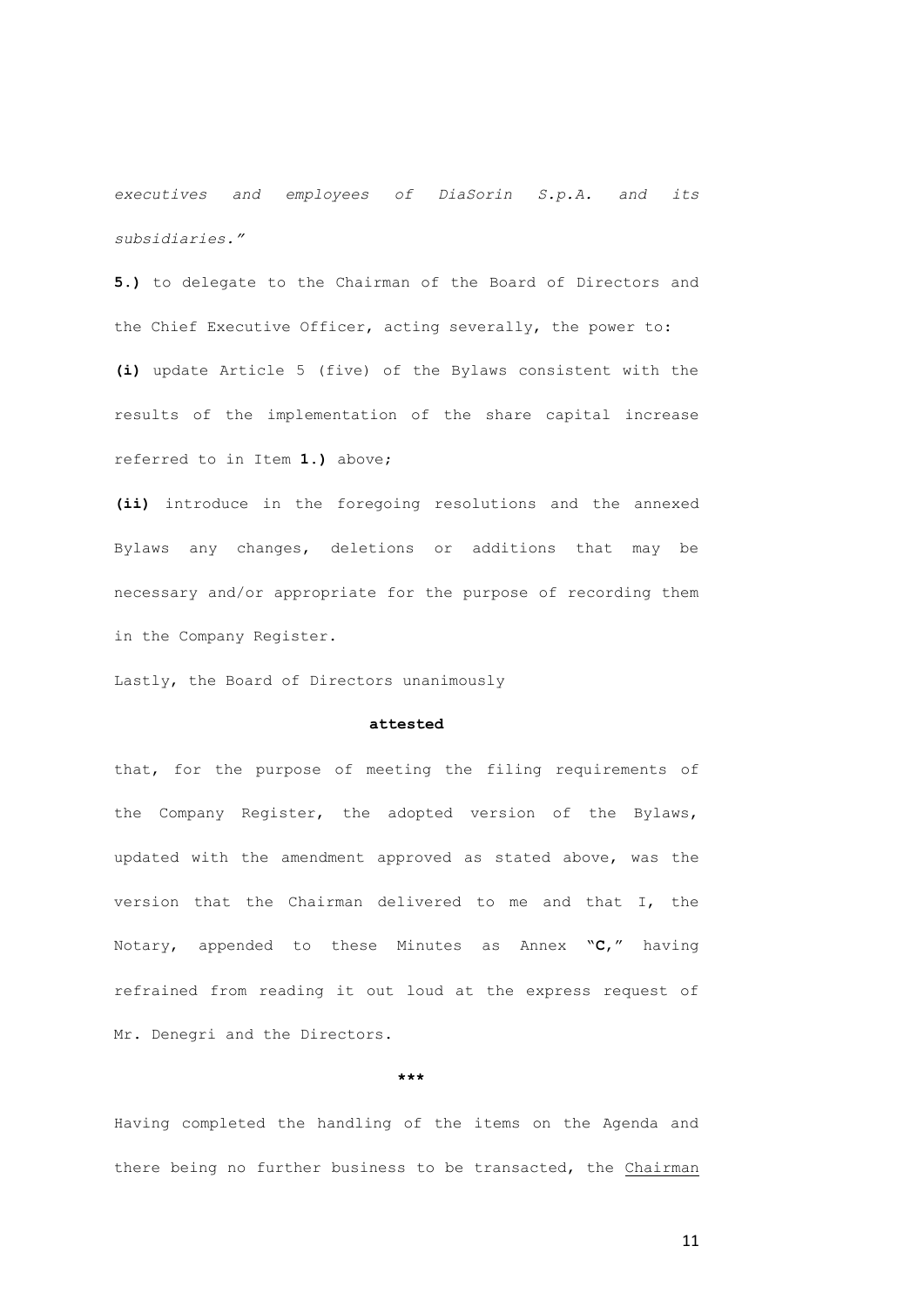*executives and employees of DiaSorin S.p.A. and its subsidiaries."*

**5.)** to delegate to the Chairman of the Board of Directors and the Chief Executive Officer, acting severally, the power to:

**(i)** update Article 5 (five) of the Bylaws consistent with the results of the implementation of the share capital increase referred to in Item **1.)** above;

**(ii)** introduce in the foregoing resolutions and the annexed Bylaws any changes, deletions or additions that may be necessary and/or appropriate for the purpose of recording them in the Company Register.

Lastly, the Board of Directors unanimously

**attested**

that, for the purpose of meeting the filing requirements of the Company Register, the adopted version of the Bylaws, updated with the amendment approved as stated above, was the version that the Chairman delivered to me and that I, the Notary, appended to these Minutes as Annex "**C**," having refrained from reading it out loud at the express request of Mr. Denegri and the Directors.

\*\*\*

Having completed the handling of the items on the Agenda and there being no further business to be transacted, the <u>Chairman</u>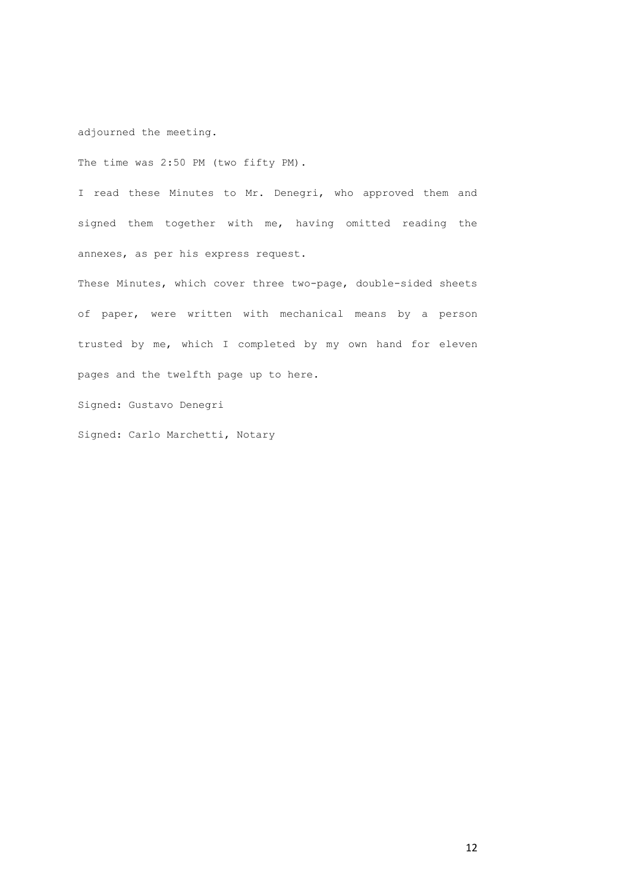adjourned the meeting.

The time was 2:50 PM (two fifty PM).

I read these Minutes to Mr. Denegri, who approved them and signed them together with me, having omitted reading the annexes, as per his express request.

These Minutes, which cover three two-page, double-sided sheets of paper, were written with mechanical means by a person trusted by me, which I completed by my own hand for eleven pages and the twelfth page up to here.

Signed: Gustavo Denegri

Signed: Carlo Marchetti, Notary